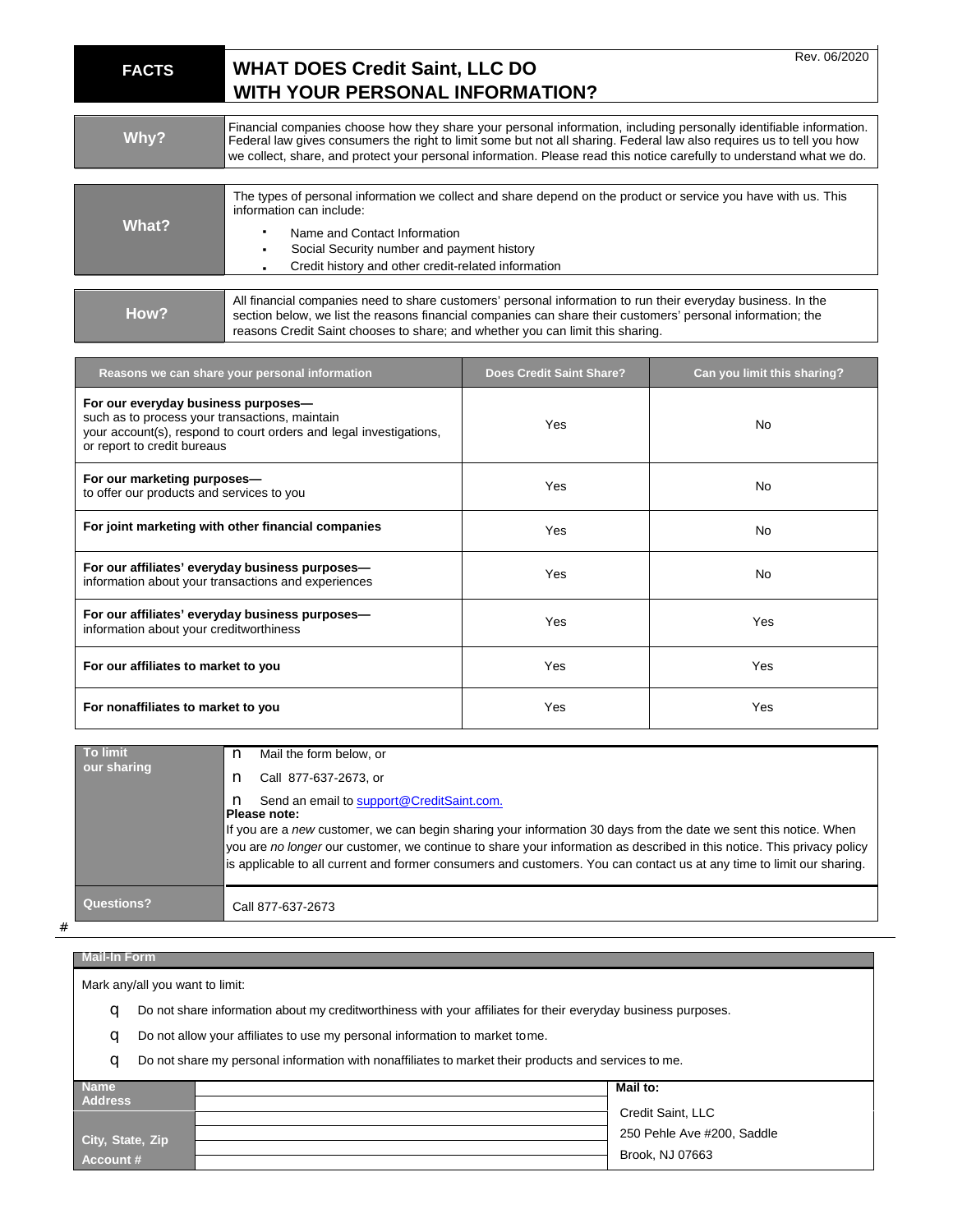Rev. 06/2020

| FACTS | WHAT DOES Credit Saint, LLC DO WITH YOUR PERSONAL INFORMATION? |
|---|---|

| | |
|---|---|
| **Why?** | Financial companies choose how they share your personal information, including personally identifiable information. Federal law gives consumers the right to limit some but not all sharing. Federal law also requires us to tell you how we collect, share, and protect your personal information. Please read this notice carefully to understand what we do. |
| **What?** | The types of personal information we collect and share depend on the product or service you have with us. This information can include:<br>▪ Name and Contact Information<br>▪ Social Security number and payment history<br>▪ Credit history and other credit-related information |
| **How?** | All financial companies need to share customers' personal information to run their everyday business. In the section below, we list the reasons financial companies can share their customers' personal information; the reasons Credit Saint chooses to share; and whether you can limit this sharing. |

| Reasons we can share your personal information | Does Credit Saint Share? | Can you limit this sharing? |
|---|---|---|
| **For our everyday business purposes—** such as to process your transactions, maintain your account(s), respond to court orders and legal investigations, or report to credit bureaus | Yes | No |
| **For our marketing purposes—** to offer our products and services to you | Yes | No |
| **For joint marketing with other financial companies** | Yes | No |
| **For our affiliates' everyday business purposes—** information about your transactions and experiences | Yes | No |
| **For our affiliates' everyday business purposes—** information about your creditworthiness | Yes | Yes |
| **For our affiliates to market to you** | Yes | Yes |
| **For nonaffiliates to market to you** | Yes | Yes |

| | |
|---|---|
| **To limit our sharing** | ▪ Mail the form below, or<br>▪ Call 877-637-2673, or<br>▪ Send an email to support@CreditSaint.com.<br>**Please note:**<br>If you are a *new* customer, we can begin sharing your information 30 days from the date we sent this notice. When you are *no longer* our customer, we continue to share your information as described in this notice. This privacy policy is applicable to all current and former consumers and customers. You can contact us at any time to limit our sharing. |
| **Questions?** | Call 877-637-2673 |

#

**Mail-In Form**

Mark any/all you want to limit:

- ☐ Do not share information about my creditworthiness with your affiliates for their everyday business purposes.
- ☐ Do not allow your affiliates to use my personal information to market tome.
- ☐ Do not share my personal information with nonaffiliates to market their products and services to me.

| | | |
|---|---|---|
| **Name** | | **Mail to:** |
| **Address** | | Credit Saint, LLC<br>250 Pehle Ave #200, Saddle Brook, NJ 07663 |
| **City, State, Zip** | | |
| **Account #** | | |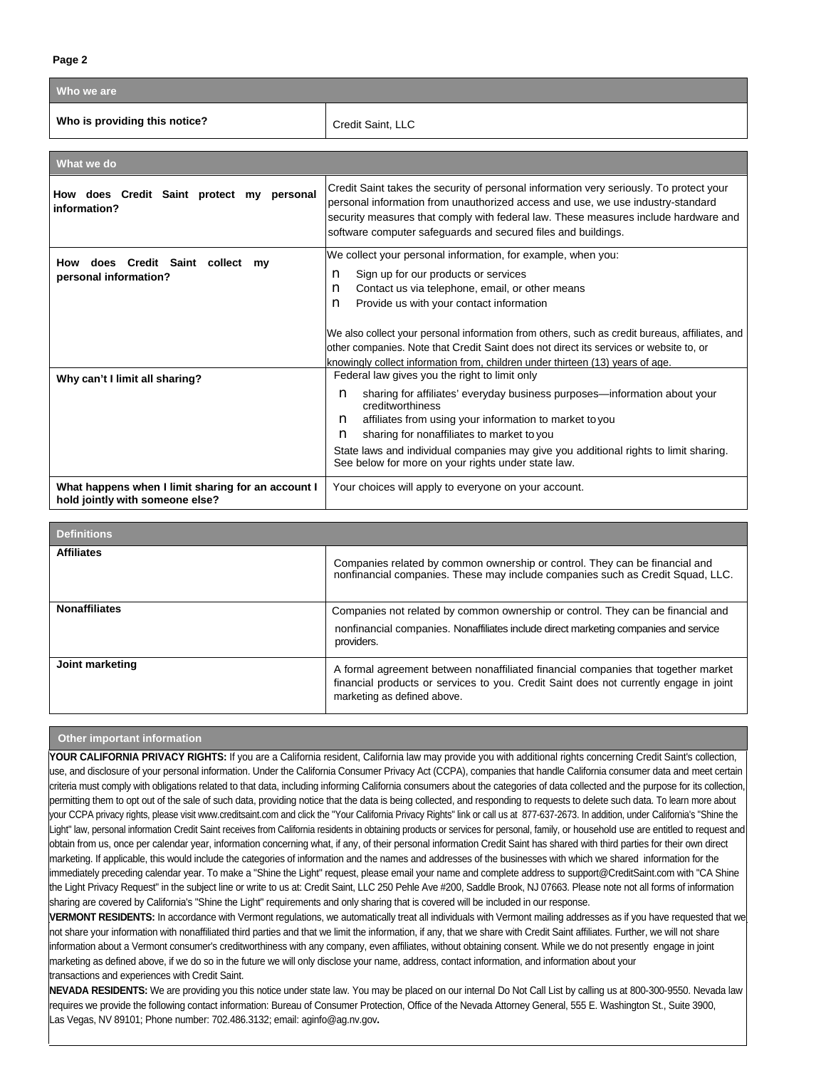**Page 2**

| Who we are | |
|---|---|
| **Who is providing this notice?** | Credit Saint, LLC |

| What we do | |
|---|---|
| **How does Credit Saint protect my personal information?** | Credit Saint takes the security of personal information very seriously. To protect your personal information from unauthorized access and use, we use industry-standard security measures that comply with federal law. These measures include hardware and software computer safeguards and secured files and buildings. |
| **How does Credit Saint collect my personal information?** | We collect your personal information, for example, when you:<br>■ Sign up for our products or services<br>■ Contact us via telephone, email, or other means<br>■ Provide us with your contact information<br><br>We also collect your personal information from others, such as credit bureaus, affiliates, and other companies. Note that Credit Saint does not direct its services or website to, or knowingly collect information from, children under thirteen (13) years of age. |
| **Why can't I limit all sharing?** | Federal law gives you the right to limit only<br>■ sharing for affiliates' everyday business purposes—information about your creditworthiness<br>■ affiliates from using your information to market to you<br>■ sharing for nonaffiliates to market to you<br><br>State laws and individual companies may give you additional rights to limit sharing. See below for more on your rights under state law. |
| **What happens when I limit sharing for an account I hold jointly with someone else?** | Your choices will apply to everyone on your account. |

| Definitions | |
|---|---|
| **Affiliates** | Companies related by common ownership or control. They can be financial and nonfinancial companies. These may include companies such as Credit Squad, LLC. |
| **Nonaffiliates** | Companies not related by common ownership or control. They can be financial and nonfinancial companies. Nonaffiliates include direct marketing companies and service providers. |
| **Joint marketing** | A formal agreement between nonaffiliated financial companies that together market financial products or services to you. Credit Saint does not currently engage in joint marketing as defined above. |

## Other important information

**YOUR CALIFORNIA PRIVACY RIGHTS:** If you are a California resident, California law may provide you with additional rights concerning Credit Saint's collection, use, and disclosure of your personal information. Under the California Consumer Privacy Act (CCPA), companies that handle California consumer data and meet certain criteria must comply with obligations related to that data, including informing California consumers about the categories of data collected and the purpose for its collection, permitting them to opt out of the sale of such data, providing notice that the data is being collected, and responding to requests to delete such data. To learn more about your CCPA privacy rights, please visit www.creditsaint.com and click the "Your California Privacy Rights" link or call us at 877-637-2673. In addition, under California's "Shine the Light" law, personal information Credit Saint receives from California residents in obtaining products or services for personal, family, or household use are entitled to request and obtain from us, once per calendar year, information concerning what, if any, of their personal information Credit Saint has shared with third parties for their own direct marketing. If applicable, this would include the categories of information and the names and addresses of the businesses with which we shared information for the immediately preceding calendar year. To make a "Shine the Light" request, please email your name and complete address to support@CreditSaint.com with "CA Shine the Light Privacy Request" in the subject line or write to us at: Credit Saint, LLC 250 Pehle Ave #200, Saddle Brook, NJ 07663. Please note not all forms of information sharing are covered by California's "Shine the Light" requirements and only sharing that is covered will be included in our response.

**VERMONT RESIDENTS:** In accordance with Vermont regulations, we automatically treat all individuals with Vermont mailing addresses as if you have requested that we not share your information with nonaffiliated third parties and that we limit the information, if any, that we share with Credit Saint affiliates. Further, we will not share information about a Vermont consumer's creditworthiness with any company, even affiliates, without obtaining consent. While we do not presently engage in joint marketing as defined above, if we do so in the future we will only disclose your name, address, contact information, and information about your transactions and experiences with Credit Saint.

**NEVADA RESIDENTS:** We are providing you this notice under state law. You may be placed on our internal Do Not Call List by calling us at 800-300-9550. Nevada law requires we provide the following contact information: Bureau of Consumer Protection, Office of the Nevada Attorney General, 555 E. Washington St., Suite 3900, Las Vegas, NV 89101; Phone number: 702.486.3132; email: aginfo@ag.nv.gov**.**